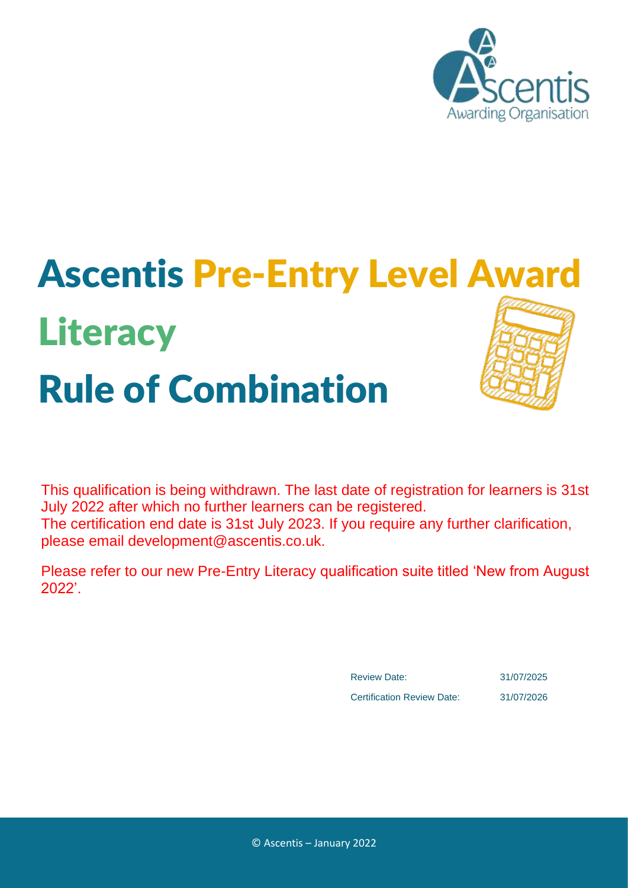# Ascentis Pre-Entry Level Award Literacy Rule of Combination

This qualification is being withdrawn. The last date of registration for learners is 31st July 2022 after which no further learners can be registered.
The certification end date is 31st July 2023. If you require any further clarification, please email development@ascentis.co.uk.

Please refer to our new Pre-Entry Literacy qualification suite titled 'New from August 2022'.

| | |
|---|---|
| Review Date: | 31/07/2025 |
| Certification Review Date: | 31/07/2026 |

© Ascentis – January 2022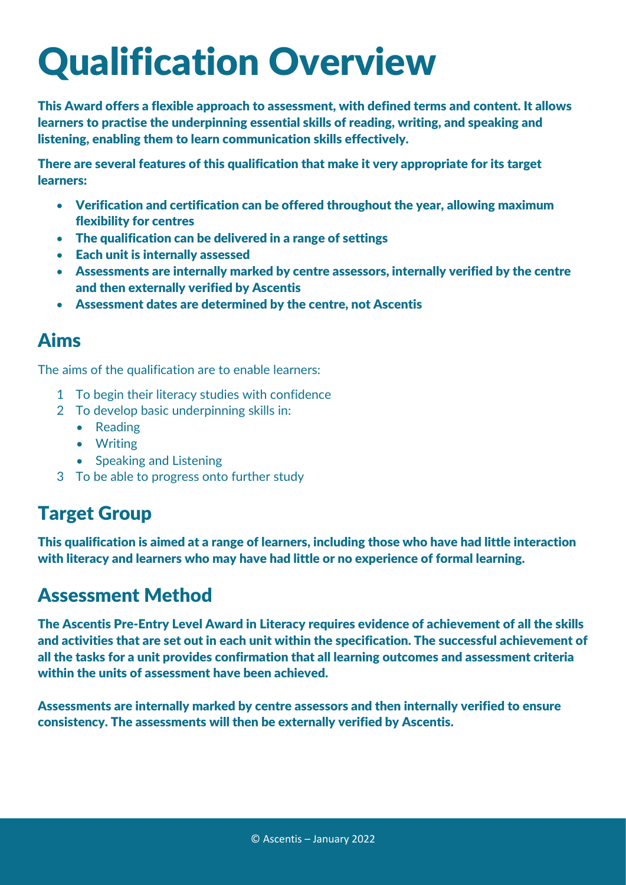# Qualification Overview

**This Award offers a flexible approach to assessment, with defined terms and content. It allows learners to practise the underpinning essential skills of reading, writing, and speaking and listening, enabling them to learn communication skills effectively.**

**There are several features of this qualification that make it very appropriate for its target learners:**

- **Verification and certification can be offered throughout the year, allowing maximum flexibility for centres**
- **The qualification can be delivered in a range of settings**
- **Each unit is internally assessed**
- **Assessments are internally marked by centre assessors, internally verified by the centre and then externally verified by Ascentis**
- **Assessment dates are determined by the centre, not Ascentis**

## Aims

The aims of the qualification are to enable learners:

1. To begin their literacy studies with confidence
2. To develop basic underpinning skills in:
   - Reading
   - Writing
   - Speaking and Listening
3. To be able to progress onto further study

## Target Group

**This qualification is aimed at a range of learners, including those who have had little interaction with literacy and learners who may have had little or no experience of formal learning.**

## Assessment Method

**The Ascentis Pre-Entry Level Award in Literacy requires evidence of achievement of all the skills and activities that are set out in each unit within the specification. The successful achievement of all the tasks for a unit provides confirmation that all learning outcomes and assessment criteria within the units of assessment have been achieved.**

**Assessments are internally marked by centre assessors and then internally verified to ensure consistency. The assessments will then be externally verified by Ascentis.**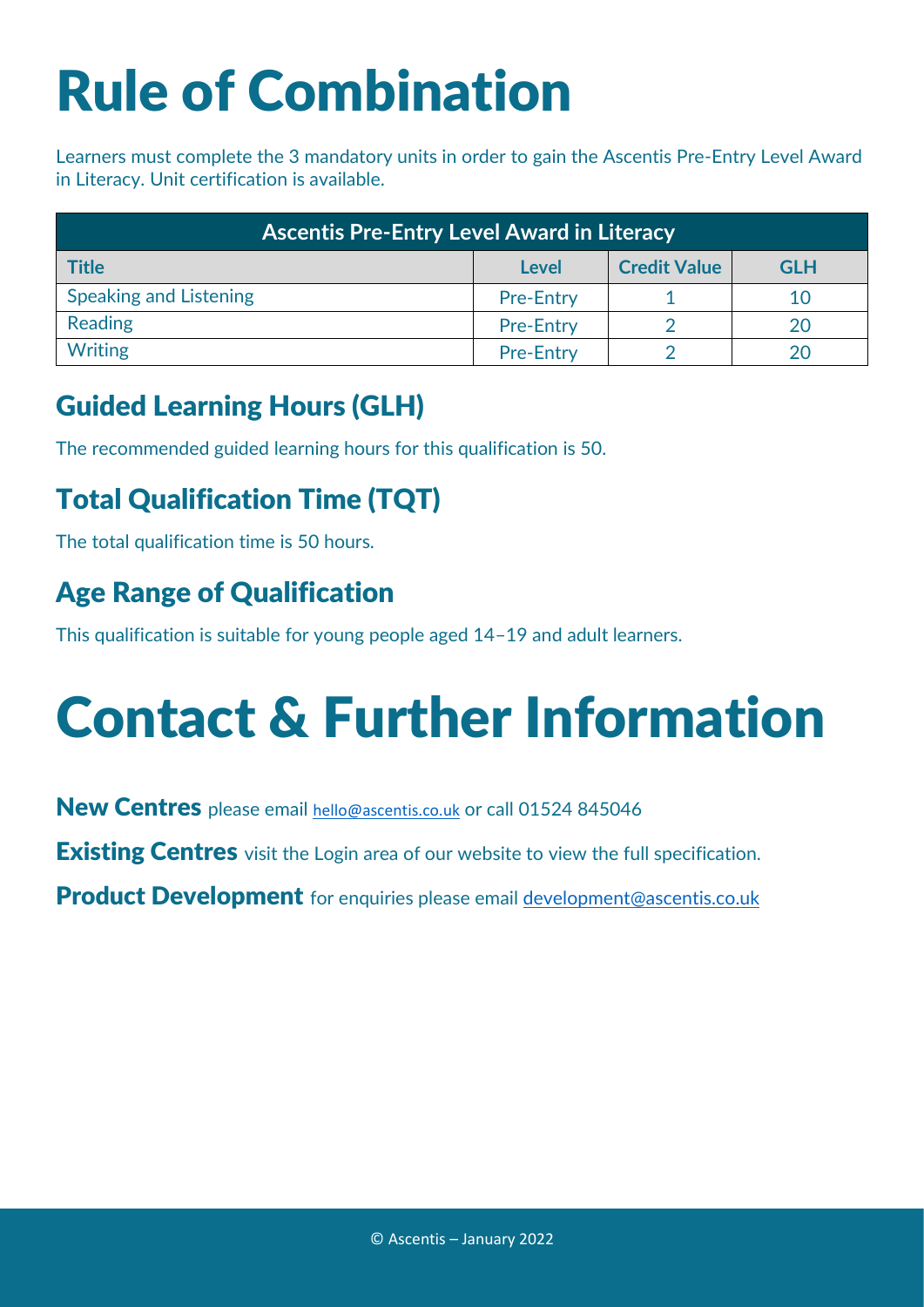# Rule of Combination

Learners must complete the 3 mandatory units in order to gain the Ascentis Pre-Entry Level Award in Literacy. Unit certification is available.

| Ascentis Pre-Entry Level Award in Literacy | | | |
|---|---|---|---|
| **Title** | **Level** | **Credit Value** | **GLH** |
| Speaking and Listening | Pre-Entry | 1 | 10 |
| Reading | Pre-Entry | 2 | 20 |
| Writing | Pre-Entry | 2 | 20 |

## Guided Learning Hours (GLH)

The recommended guided learning hours for this qualification is 50.

## Total Qualification Time (TQT)

The total qualification time is 50 hours.

## Age Range of Qualification

This qualification is suitable for young people aged 14–19 and adult learners.

# Contact & Further Information

**New Centres** please email hello@ascentis.co.uk or call 01524 845046

**Existing Centres** visit the Login area of our website to view the full specification.

**Product Development** for enquiries please email development@ascentis.co.uk

© Ascentis – January 2022